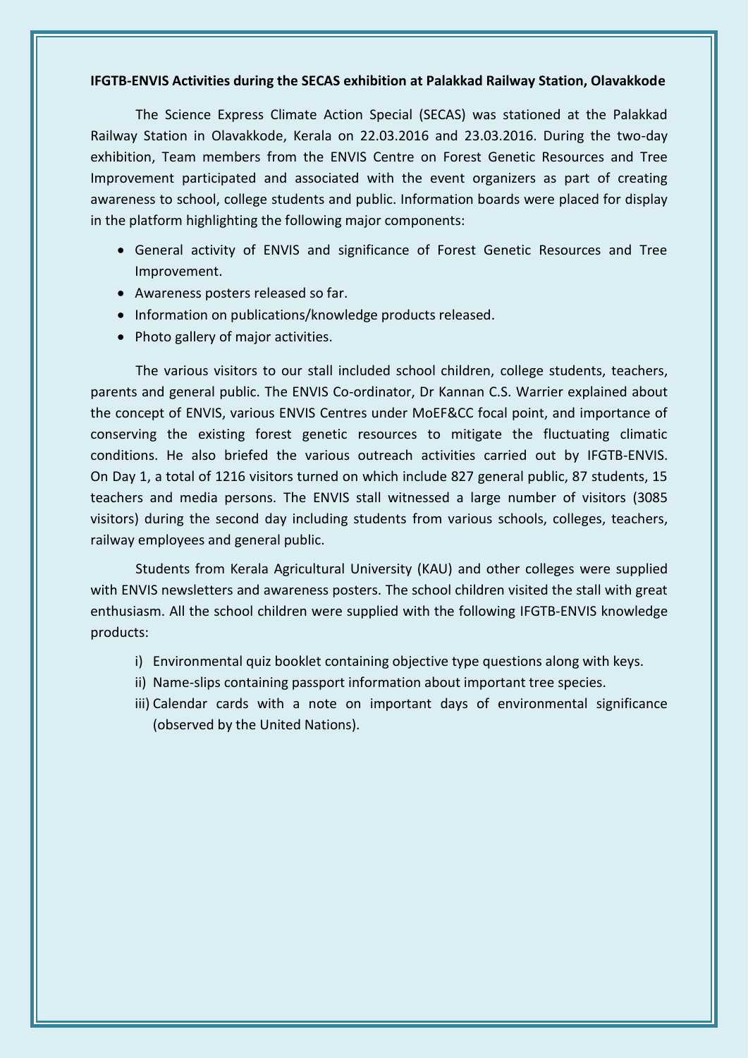**IFGTB-ENVIS Activities during the SECAS exhibition at Palakkad Railway Station, Olavakkode**

The Science Express Climate Action Special (SECAS) was stationed at the Palakkad Railway Station in Olavakkode, Kerala on 22.03.2016 and 23.03.2016. During the two-day exhibition, Team members from the ENVIS Centre on Forest Genetic Resources and Tree Improvement participated and associated with the event organizers as part of creating awareness to school, college students and public. Information boards were placed for display in the platform highlighting the following major components:

- General activity of ENVIS and significance of Forest Genetic Resources and Tree Improvement.
- Awareness posters released so far.
- Information on publications/knowledge products released.
- Photo gallery of major activities.

The various visitors to our stall included school children, college students, teachers, parents and general public. The ENVIS Co-ordinator, Dr Kannan C.S. Warrier explained about the concept of ENVIS, various ENVIS Centres under MoEF&CC focal point, and importance of conserving the existing forest genetic resources to mitigate the fluctuating climatic conditions. He also briefed the various outreach activities carried out by IFGTB-ENVIS. On Day 1, a total of 1216 visitors turned on which include 827 general public, 87 students, 15 teachers and media persons. The ENVIS stall witnessed a large number of visitors (3085 visitors) during the second day including students from various schools, colleges, teachers, railway employees and general public.

Students from Kerala Agricultural University (KAU) and other colleges were supplied with ENVIS newsletters and awareness posters. The school children visited the stall with great enthusiasm. All the school children were supplied with the following IFGTB-ENVIS knowledge products:

i) Environmental quiz booklet containing objective type questions along with keys.
ii) Name-slips containing passport information about important tree species.
iii) Calendar cards with a note on important days of environmental significance (observed by the United Nations).